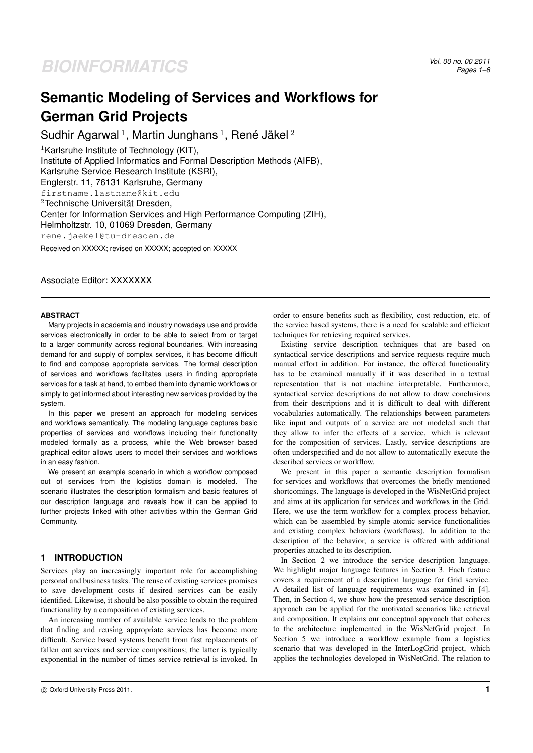# Semantic Modeling of Services and Workflows for German Grid Projects

Sudhir Agarwal [1], Martin Junghans [1], René Jäkel [2]

[1]Karlsruhe Institute of Technology (KIT),
Institute of Applied Informatics and Formal Description Methods (AIFB),
Karlsruhe Service Research Institute (KSRI),
Englerstr. 11, 76131 Karlsruhe, Germany
firstname.lastname@kit.edu

[2]Technische Universität Dresden,
Center for Information Services and High Performance Computing (ZIH),
Helmholtzstr. 10, 01069 Dresden, Germany
rene.jaekel@tu-dresden.de

Received on XXXXX; revised on XXXXX; accepted on XXXXX

Associate Editor: XXXXXXX

## ABSTRACT

Many projects in academia and industry nowadays use and provide services electronically in order to be able to select from or target to a larger community across regional boundaries. With increasing demand for and supply of complex services, it has become difficult to find and compose appropriate services. The formal description of services and workflows facilitates users in finding appropriate services for a task at hand, to embed them into dynamic workflows or simply to get informed about interesting new services provided by the system.

In this paper we present an approach for modeling services and workflows semantically. The modeling language captures basic properties of services and workflows including their functionality modeled formally as a process, while the Web browser based graphical editor allows users to model their services and workflows in an easy fashion.

We present an example scenario in which a workflow composed out of services from the logistics domain is modeled. The scenario illustrates the description formalism and basic features of our description language and reveals how it can be applied to further projects linked with other activities within the German Grid Community.

## 1 INTRODUCTION

Services play an increasingly important role for accomplishing personal and business tasks. The reuse of existing services promises to save development costs if desired services can be easily identified. Likewise, it should be also possible to obtain the required functionality by a composition of existing services.

An increasing number of available service leads to the problem that finding and reusing appropriate services has become more difficult. Service based systems benefit from fast replacements of fallen out services and service compositions; the latter is typically exponential in the number of times service retrieval is invoked. In order to ensure benefits such as flexibility, cost reduction, etc. of the service based systems, there is a need for scalable and efficient techniques for retrieving required services.

Existing service description techniques that are based on syntactical service descriptions and service requests require much manual effort in addition. For instance, the offered functionality has to be examined manually if it was described in a textual representation that is not machine interpretable. Furthermore, syntactical service descriptions do not allow to draw conclusions from their descriptions and it is difficult to deal with different vocabularies automatically. The relationships between parameters like input and outputs of a service are not modeled such that they allow to infer the effects of a service, which is relevant for the composition of services. Lastly, service descriptions are often underspecified and do not allow to automatically execute the described services or workflow.

We present in this paper a semantic description formalism for services and workflows that overcomes the briefly mentioned shortcomings. The language is developed in the WisNetGrid project and aims at its application for services and workflows in the Grid. Here, we use the term workflow for a complex process behavior, which can be assembled by simple atomic service functionalities and existing complex behaviors (workflows). In addition to the description of the behavior, a service is offered with additional properties attached to its description.

In Section 2 we introduce the service description language. We highlight major language features in Section 3. Each feature covers a requirement of a description language for Grid service. A detailed list of language requirements was examined in [4]. Then, in Section 4, we show how the presented service description approach can be applied for the motivated scenarios like retrieval and composition. It explains our conceptual approach that coheres to the architecture implemented in the WisNetGrid project. In Section 5 we introduce a workflow example from a logistics scenario that was developed in the InterLogGrid project, which applies the technologies developed in WisNetGrid. The relation to

© Oxford University Press 2011.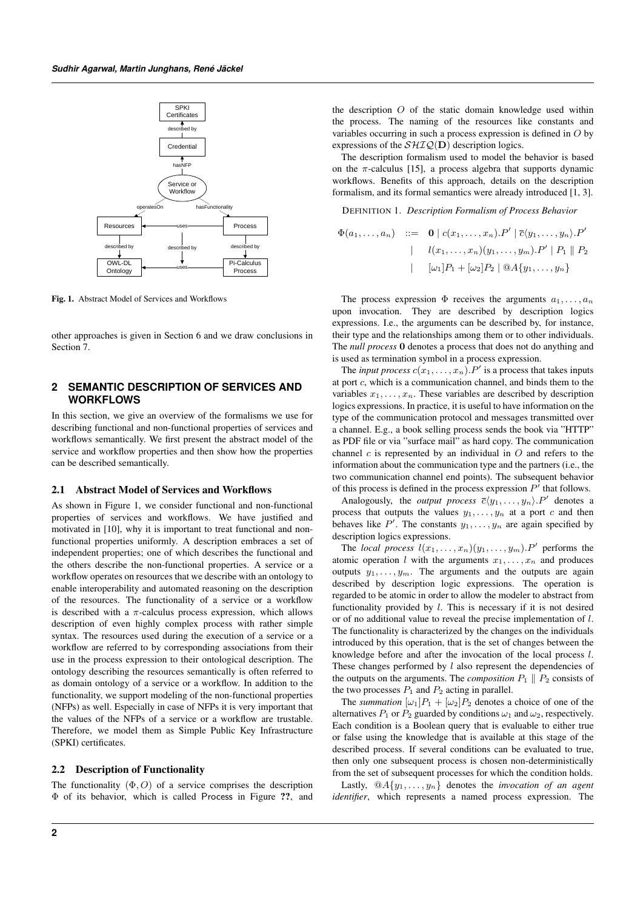Fig. 1. Abstract Model of Services and Workflows

other approaches is given in Section 6 and we draw conclusions in Section 7.

## 2 SEMANTIC DESCRIPTION OF SERVICES AND WORKFLOWS

In this section, we give an overview of the formalisms we use for describing functional and non-functional properties of services and workflows semantically. We first present the abstract model of the service and workflow properties and then show how the properties can be described semantically.

### 2.1 Abstract Model of Services and Workflows

As shown in Figure 1, we consider functional and non-functional properties of services and workflows. We have justified and motivated in [10], why it is important to treat functional and non-functional properties uniformly. A description embraces a set of independent properties; one of which describes the functional and the others describe the non-functional properties. A service or a workflow operates on resources that we describe with an ontology to enable interoperability and automated reasoning on the description of the resources. The functionality of a service or a workflow is described with a $\pi$-calculus process expression, which allows description of even highly complex process with rather simple syntax. The resources used during the execution of a service or a workflow are referred to by corresponding associations from their use in the process expression to their ontological description. The ontology describing the resources semantically is often referred to as domain ontology of a service or a workflow. In addition to the functionality, we support modeling of the non-functional properties (NFPs) as well. Especially in case of NFPs it is very important that the values of the NFPs of a service or a workflow are trustable. Therefore, we model them as Simple Public Key Infrastructure (SPKI) certificates.

### 2.2 Description of Functionality

The functionality $(\Phi, O)$ of a service comprises the description $\Phi$ of its behavior, which is called Process in Figure **??**, and the description $O$ of the static domain knowledge used within the process. The naming of the resources like constants and variables occurring in such a process expression is defined in $O$ by expressions of the $\mathcal{SHIQ}(\mathbf{D})$ description logics.

The description formalism used to model the behavior is based on the $\pi$-calculus [15], a process algebra that supports dynamic workflows. Benefits of this approach, details on the description formalism, and its formal semantics were already introduced [1, 3].

DEFINITION 1. *Description Formalism of Process Behavior*

$$
\begin{aligned}
\Phi(a_1, \dots, a_n) \quad ::= \quad & \mathbf{0} \mid c(x_1, \dots, x_n).P' \mid \overline{c}\langle y_1, \dots, y_n \rangle.P' \\
\mid \quad & l(x_1, \dots, x_n)(y_1, \dots, y_m).P' \mid P_1 \parallel P_2 \\
\mid \quad & [\omega_1]P_1 + [\omega_2]P_2 \mid @A\{y_1, \dots, y_n\}
\end{aligned}
$$

The process expression $\Phi$ receives the arguments $a_1, \dots, a_n$ upon invocation. They are described by description logics expressions. I.e., the arguments can be described by, for instance, their type and the relationships among them or to other individuals. The *null process* $\mathbf{0}$ denotes a process that does not do anything and is used as termination symbol in a process expression.

The *input process* $c(x_1, \dots, x_n).P'$ is a process that takes inputs at port $c$, which is a communication channel, and binds them to the variables $x_1, \dots, x_n$. These variables are described by description logics expressions. In practice, it is useful to have information on the type of the communication protocol and messages transmitted over a channel. E.g., a book selling process sends the book via "HTTP" as PDF file or via "surface mail" as hard copy. The communication channel $c$ is represented by an individual in $O$ and refers to the information about the communication type and the partners (i.e., the two communication channel end points). The subsequent behavior of this process is defined in the process expression $P'$ that follows.

Analogously, the *output process* $\overline{c}\langle y_1, \dots, y_n \rangle.P'$ denotes a process that outputs the values $y_1, \dots, y_n$ at a port $c$ and then behaves like $P'$. The constants $y_1, \dots, y_n$ are again specified by description logics expressions.

The *local process* $l(x_1, \dots, x_n)(y_1, \dots, y_m).P'$ performs the atomic operation $l$ with the arguments $x_1, \dots, x_n$ and produces outputs $y_1, \dots, y_m$. The arguments and the outputs are again described by description logic expressions. The operation is regarded to be atomic in order to allow the modeler to abstract from functionality provided by $l$. This is necessary if it is not desired or of no additional value to reveal the precise implementation of $l$. The functionality is characterized by the changes on the individuals introduced by this operation, that is the set of changes between the knowledge before and after the invocation of the local process $l$. These changes performed by $l$ also represent the dependencies of the outputs on the arguments. The *composition* $P_1 \parallel P_2$ consists of the two processes $P_1$ and $P_2$ acting in parallel.

The *summation* $[\omega_1]P_1 + [\omega_2]P_2$ denotes a choice of one of the alternatives $P_1$ or $P_2$ guarded by conditions $\omega_1$ and $\omega_2$, respectively. Each condition is a Boolean query that is evaluable to either true or false using the knowledge that is available at this stage of the described process. If several conditions can be evaluated to true, then only one subsequent process is chosen non-deterministically from the set of subsequent processes for which the condition holds.

Lastly, $@A\{y_1, \dots, y_n\}$ denotes the *invocation of an agent identifier*, which represents a named process expression. The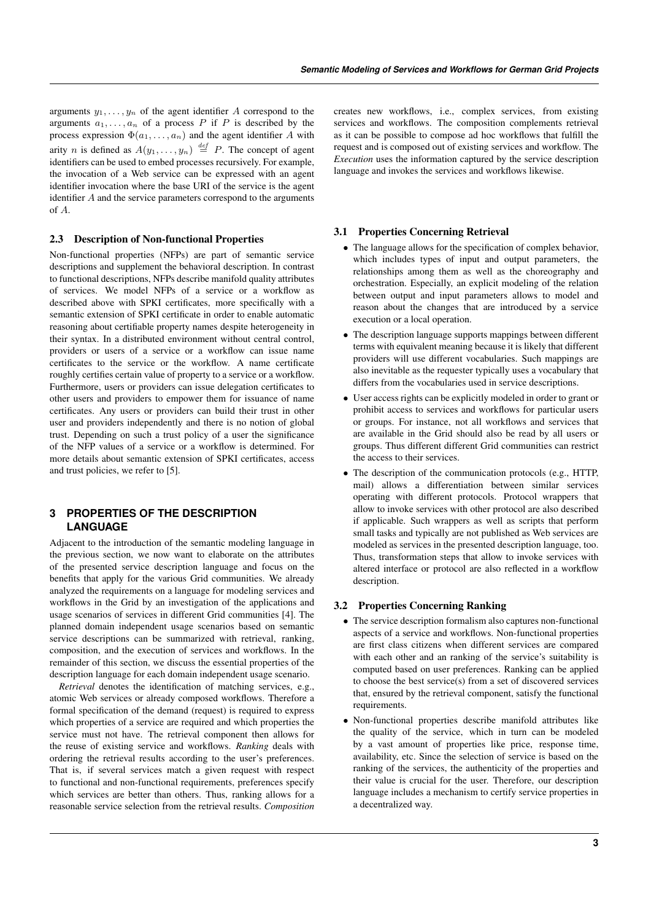arguments $y_1, \ldots, y_n$ of the agent identifier $A$ correspond to the arguments $a_1, \ldots, a_n$ of a process $P$ if $P$ is described by the process expression $\Phi(a_1, \ldots, a_n)$ and the agent identifier $A$ with arity $n$ is defined as $A(y_1, \ldots, y_n) \stackrel{def}{=} P$. The concept of agent identifiers can be used to embed processes recursively. For example, the invocation of a Web service can be expressed with an agent identifier invocation where the base URI of the service is the agent identifier $A$ and the service parameters correspond to the arguments of $A$.

### 2.3 Description of Non-functional Properties

Non-functional properties (NFPs) are part of semantic service descriptions and supplement the behavioral description. In contrast to functional descriptions, NFPs describe manifold quality attributes of services. We model NFPs of a service or a workflow as described above with SPKI certificates, more specifically with a semantic extension of SPKI certificate in order to enable automatic reasoning about certifiable property names despite heterogeneity in their syntax. In a distributed environment without central control, providers or users of a service or a workflow can issue name certificates to the service or the workflow. A name certificate roughly certifies certain value of property to a service or a workflow. Furthermore, users or providers can issue delegation certificates to other users and providers to empower them for issuance of name certificates. Any users or providers can build their trust in other user and providers independently and there is no notion of global trust. Depending on such a trust policy of a user the significance of the NFP values of a service or a workflow is determined. For more details about semantic extension of SPKI certificates, access and trust policies, we refer to [5].

## 3 PROPERTIES OF THE DESCRIPTION LANGUAGE

Adjacent to the introduction of the semantic modeling language in the previous section, we now want to elaborate on the attributes of the presented service description language and focus on the benefits that apply for the various Grid communities. We already analyzed the requirements on a language for modeling services and workflows in the Grid by an investigation of the applications and usage scenarios of services in different Grid communities [4]. The planned domain independent usage scenarios based on semantic service descriptions can be summarized with retrieval, ranking, composition, and the execution of services and workflows. In the remainder of this section, we discuss the essential properties of the description language for each domain independent usage scenario.

*Retrieval* denotes the identification of matching services, e.g., atomic Web services or already composed workflows. Therefore a formal specification of the demand (request) is required to express which properties of a service are required and which properties the service must not have. The retrieval component then allows for the reuse of existing service and workflows. *Ranking* deals with ordering the retrieval results according to the user's preferences. That is, if several services match a given request with respect to functional and non-functional requirements, preferences specify which services are better than others. Thus, ranking allows for a reasonable service selection from the retrieval results. *Composition* creates new workflows, i.e., complex services, from existing services and workflows. The composition complements retrieval as it can be possible to compose ad hoc workflows that fulfill the request and is composed out of existing services and workflow. The *Execution* uses the information captured by the service description language and invokes the services and workflows likewise.

### 3.1 Properties Concerning Retrieval

- The language allows for the specification of complex behavior, which includes types of input and output parameters, the relationships among them as well as the choreography and orchestration. Especially, an explicit modeling of the relation between output and input parameters allows to model and reason about the changes that are introduced by a service execution or a local operation.
- The description language supports mappings between different terms with equivalent meaning because it is likely that different providers will use different vocabularies. Such mappings are also inevitable as the requester typically uses a vocabulary that differs from the vocabularies used in service descriptions.
- User access rights can be explicitly modeled in order to grant or prohibit access to services and workflows for particular users or groups. For instance, not all workflows and services that are available in the Grid should also be read by all users or groups. Thus different different Grid communities can restrict the access to their services.
- The description of the communication protocols (e.g., HTTP, mail) allows a differentiation between similar services operating with different protocols. Protocol wrappers that allow to invoke services with other protocol are also described if applicable. Such wrappers as well as scripts that perform small tasks and typically are not published as Web services are modeled as services in the presented description language, too. Thus, transformation steps that allow to invoke services with altered interface or protocol are also reflected in a workflow description.

### 3.2 Properties Concerning Ranking

- The service description formalism also captures non-functional aspects of a service and workflows. Non-functional properties are first class citizens when different services are compared with each other and an ranking of the service's suitability is computed based on user preferences. Ranking can be applied to choose the best service(s) from a set of discovered services that, ensured by the retrieval component, satisfy the functional requirements.
- Non-functional properties describe manifold attributes like the quality of the service, which in turn can be modeled by a vast amount of properties like price, response time, availability, etc. Since the selection of service is based on the ranking of the services, the authenticity of the properties and their value is crucial for the user. Therefore, our description language includes a mechanism to certify service properties in a decentralized way.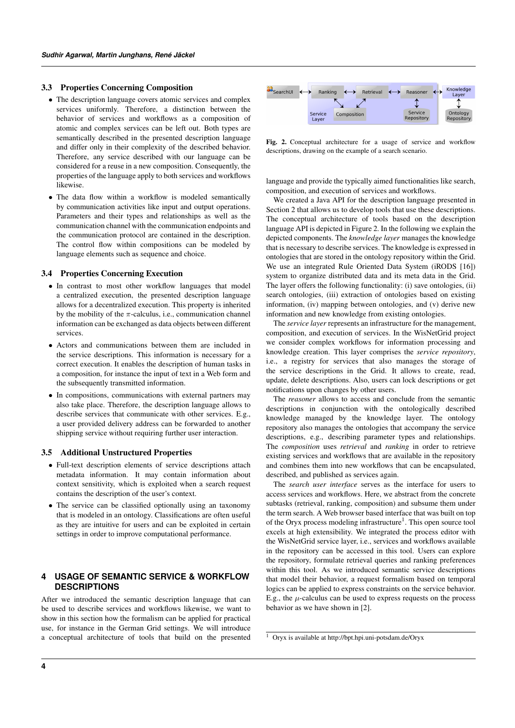### 3.3 Properties Concerning Composition

- The description language covers atomic services and complex services uniformly. Therefore, a distinction between the behavior of services and workflows as a composition of atomic and complex services can be left out. Both types are semantically described in the presented description language and differ only in their complexity of the described behavior. Therefore, any service described with our language can be considered for a reuse in a new composition. Consequently, the properties of the language apply to both services and workflows likewise.
- The data flow within a workflow is modeled semantically by communication activities like input and output operations. Parameters and their types and relationships as well as the communication channel with the communication endpoints and the communication protocol are contained in the description. The control flow within compositions can be modeled by language elements such as sequence and choice.

### 3.4 Properties Concerning Execution

- In contrast to most other workflow languages that model a centralized execution, the presented description language allows for a decentralized execution. This property is inherited by the mobility of the $\pi$-calculus, i.e., communication channel information can be exchanged as data objects between different services.
- Actors and communications between them are included in the service descriptions. This information is necessary for a correct execution. It enables the description of human tasks in a composition, for instance the input of text in a Web form and the subsequently transmitted information.
- In compositions, communications with external partners may also take place. Therefore, the description language allows to describe services that communicate with other services. E.g., a user provided delivery address can be forwarded to another shipping service without requiring further user interaction.

### 3.5 Additional Unstructured Properties

- Full-text description elements of service descriptions attach metadata information. It may contain information about context sensitivity, which is exploited when a search request contains the description of the user's context.
- The service can be classified optionally using an taxonomy that is modeled in an ontology. Classifications are often useful as they are intuitive for users and can be exploited in certain settings in order to improve computational performance.

## 4 USAGE OF SEMANTIC SERVICE & WORKFLOW DESCRIPTIONS

After we introduced the semantic description language that can be used to describe services and workflows likewise, we want to show in this section how the formalism can be applied for practical use, for instance in the German Grid settings. We will introduce a conceptual architecture of tools that build on the presented language and provide the typically aimed functionalities like search, composition, and execution of services and workflows.

**Fig. 2.** Conceptual architecture for a usage of service and workflow descriptions, drawing on the example of a search scenario.

We created a Java API for the description language presented in Section 2 that allows us to develop tools that use these descriptions. The conceptual architecture of tools based on the description language API is depicted in Figure 2. In the following we explain the depicted components. The *knowledge layer* manages the knowledge that is necessary to describe services. The knowledge is expressed in ontologies that are stored in the ontology repository within the Grid. We use an integrated Rule Oriented Data System (iRODS [16]) system to organize distributed data and its meta data in the Grid. The layer offers the following functionality: (i) save ontologies, (ii) search ontologies, (iii) extraction of ontologies based on existing information, (iv) mapping between ontologies, and (v) derive new information and new knowledge from existing ontologies.

The *service layer* represents an infrastructure for the management, composition, and execution of services. In the WisNetGrid project we consider complex workflows for information processing and knowledge creation. This layer comprises the *service repository*, i.e., a registry for services that also manages the storage of the service descriptions in the Grid. It allows to create, read, update, delete descriptions. Also, users can lock descriptions or get notifications upon changes by other users.

The *reasoner* allows to access and conclude from the semantic descriptions in conjunction with the ontologically described knowledge managed by the knowledge layer. The ontology repository also manages the ontologies that accompany the service descriptions, e.g., describing parameter types and relationships. The *composition* uses *retrieval* and *ranking* in order to retrieve existing services and workflows that are available in the repository and combines them into new workflows that can be encapsulated, described, and published as services again.

The *search user interface* serves as the interface for users to access services and workflows. Here, we abstract from the concrete subtasks (retrieval, ranking, composition) and subsume them under the term search. A Web browser based interface that was built on top of the Oryx process modeling infrastructure[1]. This open source tool excels at high extensibility. We integrated the process editor with the WisNetGrid service layer, i.e., services and workflows available in the repository can be accessed in this tool. Users can explore the repository, formulate retrieval queries and ranking preferences within this tool. As we introduced semantic service descriptions that model their behavior, a request formalism based on temporal logics can be applied to express constraints on the service behavior. E.g., the $\mu$-calculus can be used to express requests on the process behavior as we have shown in [2].

[1] Oryx is available at http://bpt.hpi.uni-potsdam.de/Oryx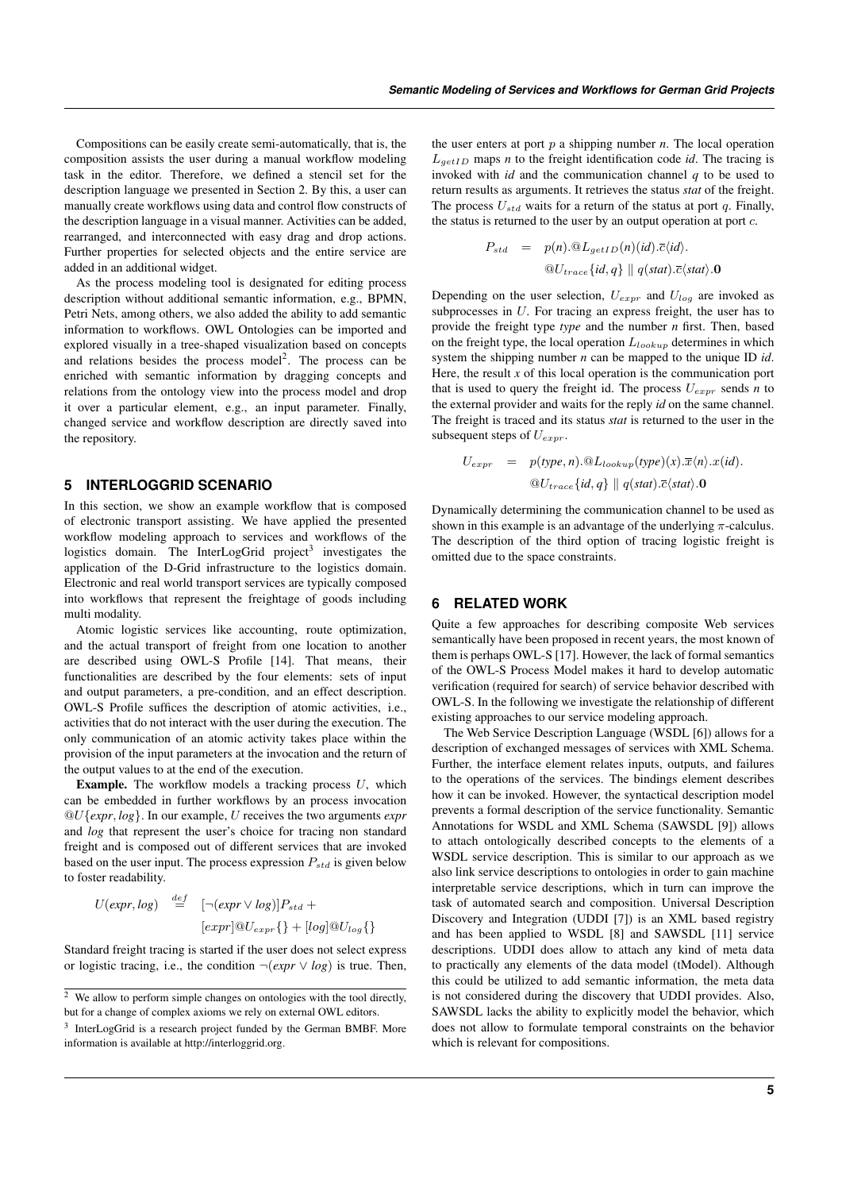Compositions can be easily create semi-automatically, that is, the composition assists the user during a manual workflow modeling task in the editor. Therefore, we defined a stencil set for the description language we presented in Section 2. By this, a user can manually create workflows using data and control flow constructs of the description language in a visual manner. Activities can be added, rearranged, and interconnected with easy drag and drop actions. Further properties for selected objects and the entire service are added in an additional widget.

As the process modeling tool is designated for editing process description without additional semantic information, e.g., BPMN, Petri Nets, among others, we also added the ability to add semantic information to workflows. OWL Ontologies can be imported and explored visually in a tree-shaped visualization based on concepts and relations besides the process model[2]. The process can be enriched with semantic information by dragging concepts and relations from the ontology view into the process model and drop it over a particular element, e.g., an input parameter. Finally, changed service and workflow description are directly saved into the repository.

## 5 INTERLOGGRID SCENARIO

In this section, we show an example workflow that is composed of electronic transport assisting. We have applied the presented workflow modeling approach to services and workflows of the logistics domain. The InterLogGrid project[3] investigates the application of the D-Grid infrastructure to the logistics domain. Electronic and real world transport services are typically composed into workflows that represent the freightage of goods including multi modality.

Atomic logistic services like accounting, route optimization, and the actual transport of freight from one location to another are described using OWL-S Profile [14]. That means, their functionalities are described by the four elements: sets of input and output parameters, a pre-condition, and an effect description. OWL-S Profile suffices the description of atomic activities, i.e., activities that do not interact with the user during the execution. The only communication of an atomic activity takes place within the provision of the input parameters at the invocation and the return of the output values to at the end of the execution.

**Example.** The workflow models a tracking process $U$, which can be embedded in further workflows by an process invocation $@U\{\mathit{expr}, \mathit{log}\}$. In our example, $U$ receives the two arguments *expr* and *log* that represent the user's choice for tracing non standard freight and is composed out of different services that are invoked based on the user input. The process expression $P_{std}$ is given below to foster readability.

$$
\begin{aligned}
U(\mathit{expr}, \mathit{log}) \quad &\stackrel{def}{=} \quad [\neg(\mathit{expr} \vee \mathit{log})]P_{std} + \\
&\quad\quad [\mathit{expr}]@U_{expr}\{\} + [\mathit{log}]@U_{log}\{\}
\end{aligned}
$$

Standard freight tracing is started if the user does not select express or logistic tracing, i.e., the condition $\neg(\mathit{expr} \vee \mathit{log})$ is true. Then, the user enters at port $p$ a shipping number *n*. The local operation $L_{getID}$ maps *n* to the freight identification code *id*. The tracing is invoked with *id* and the communication channel *q* to be used to return results as arguments. It retrieves the status *stat* of the freight. The process $U_{std}$ waits for a return of the status at port $q$. Finally, the status is returned to the user by an output operation at port $c$.

$$
\begin{aligned}
P_{std} \quad = \quad & p(n).@L_{getID}(n)(\mathit{id}).\overline{c}\langle \mathit{id}\rangle. \\
& @U_{trace}\{\mathit{id}, q\} \parallel q(\mathit{stat}).\overline{c}\langle \mathit{stat}\rangle.\mathbf{0}
\end{aligned}
$$

Depending on the user selection, $U_{expr}$ and $U_{log}$ are invoked as subprocesses in $U$. For tracing an express freight, the user has to provide the freight type *type* and the number *n* first. Then, based on the freight type, the local operation $L_{lookup}$ determines in which system the shipping number *n* can be mapped to the unique ID *id*. Here, the result *x* of this local operation is the communication port that is used to query the freight id. The process $U_{expr}$ sends *n* to the external provider and waits for the reply *id* on the same channel. The freight is traced and its status *stat* is returned to the user in the subsequent steps of $U_{expr}$.

$$
\begin{aligned}
U_{expr} \quad = \quad & p(\mathit{type}, n).@L_{lookup}(\mathit{type})(x).\overline{x}\langle n\rangle.x(\mathit{id}). \\
& @U_{trace}\{\mathit{id}, q\} \parallel q(\mathit{stat}).\overline{c}\langle \mathit{stat}\rangle.\mathbf{0}
\end{aligned}
$$

Dynamically determining the communication channel to be used as shown in this example is an advantage of the underlying $\pi$-calculus. The description of the third option of tracing logistic freight is omitted due to the space constraints.

## 6 RELATED WORK

Quite a few approaches for describing composite Web services semantically have been proposed in recent years, the most known of them is perhaps OWL-S [17]. However, the lack of formal semantics of the OWL-S Process Model makes it hard to develop automatic verification (required for search) of service behavior described with OWL-S. In the following we investigate the relationship of different existing approaches to our service modeling approach.

The Web Service Description Language (WSDL [6]) allows for a description of exchanged messages of services with XML Schema. Further, the interface element relates inputs, outputs, and failures to the operations of the services. The bindings element describes how it can be invoked. However, the syntactical description model prevents a formal description of the service functionality. Semantic Annotations for WSDL and XML Schema (SAWSDL [9]) allows to attach ontologically described concepts to the elements of a WSDL service description. This is similar to our approach as we also link service descriptions to ontologies in order to gain machine interpretable service descriptions, which in turn can improve the task of automated search and composition. Universal Description Discovery and Integration (UDDI [7]) is an XML based registry and has been applied to WSDL [8] and SAWSDL [11] service descriptions. UDDI does allow to attach any kind of meta data to practically any elements of the data model (tModel). Although this could be utilized to add semantic information, the meta data is not considered during the discovery that UDDI provides. Also, SAWSDL lacks the ability to explicitly model the behavior, which does not allow to formulate temporal constraints on the behavior which is relevant for compositions.

[2] We allow to perform simple changes on ontologies with the tool directly, but for a change of complex axioms we rely on external OWL editors.

[3] InterLogGrid is a research project funded by the German BMBF. More information is available at http://interloggrid.org.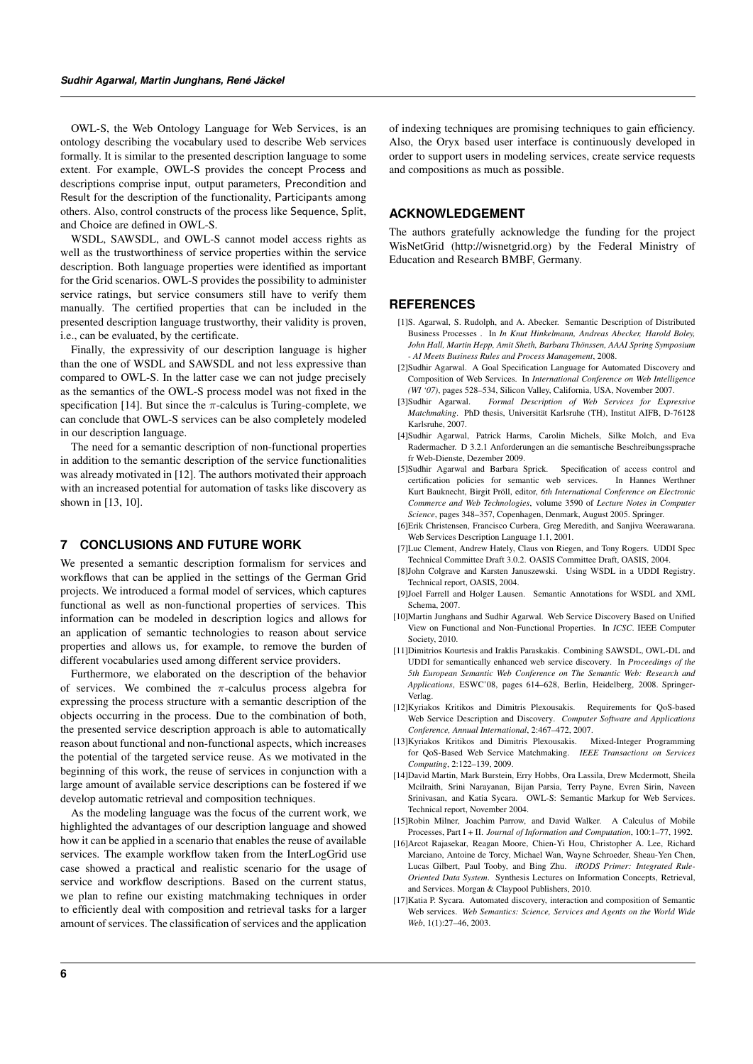OWL-S, the Web Ontology Language for Web Services, is an ontology describing the vocabulary used to describe Web services formally. It is similar to the presented description language to some extent. For example, OWL-S provides the concept Process and descriptions comprise input, output parameters, Precondition and Result for the description of the functionality, Participants among others. Also, control constructs of the process like Sequence, Split, and Choice are defined in OWL-S.

WSDL, SAWSDL, and OWL-S cannot model access rights as well as the trustworthiness of service properties within the service description. Both language properties were identified as important for the Grid scenarios. OWL-S provides the possibility to administer service ratings, but service consumers still have to verify them manually. The certified properties that can be included in the presented description language trustworthy, their validity is proven, i.e., can be evaluated, by the certificate.

Finally, the expressivity of our description language is higher than the one of WSDL and SAWSDL and not less expressive than compared to OWL-S. In the latter case we can not judge precisely as the semantics of the OWL-S process model was not fixed in the specification [14]. But since the $\pi$-calculus is Turing-complete, we can conclude that OWL-S services can be also completely modeled in our description language.

The need for a semantic description of non-functional properties in addition to the semantic description of the service functionalities was already motivated in [12]. The authors motivated their approach with an increased potential for automation of tasks like discovery as shown in [13, 10].

## 7 CONCLUSIONS AND FUTURE WORK

We presented a semantic description formalism for services and workflows that can be applied in the settings of the German Grid projects. We introduced a formal model of services, which captures functional as well as non-functional properties of services. This information can be modeled in description logics and allows for an application of semantic technologies to reason about service properties and allows us, for example, to remove the burden of different vocabularies used among different service providers.

Furthermore, we elaborated on the description of the behavior of services. We combined the $\pi$-calculus process algebra for expressing the process structure with a semantic description of the objects occurring in the process. Due to the combination of both, the presented service description approach is able to automatically reason about functional and non-functional aspects, which increases the potential of the targeted service reuse. As we motivated in the beginning of this work, the reuse of services in conjunction with a large amount of available service descriptions can be fostered if we develop automatic retrieval and composition techniques.

As the modeling language was the focus of the current work, we highlighted the advantages of our description language and showed how it can be applied in a scenario that enables the reuse of available services. The example workflow taken from the InterLogGrid use case showed a practical and realistic scenario for the usage of service and workflow descriptions. Based on the current status, we plan to refine our existing matchmaking techniques in order to efficiently deal with composition and retrieval tasks for a larger amount of services. The classification of services and the application of indexing techniques are promising techniques to gain efficiency. Also, the Oryx based user interface is continuously developed in order to support users in modeling services, create service requests and compositions as much as possible.

## ACKNOWLEDGEMENT

The authors gratefully acknowledge the funding for the project WisNetGrid (http://wisnetgrid.org) by the Federal Ministry of Education and Research BMBF, Germany.

## REFERENCES

[1]S. Agarwal, S. Rudolph, and A. Abecker. Semantic Description of Distributed Business Processes . In *In Knut Hinkelmann, Andreas Abecker, Harold Boley, John Hall, Martin Hepp, Amit Sheth, Barbara Thönssen, AAAI Spring Symposium - AI Meets Business Rules and Process Management*, 2008.

[2]Sudhir Agarwal. A Goal Specification Language for Automated Discovery and Composition of Web Services. In *International Conference on Web Intelligence (WI '07)*, pages 528–534, Silicon Valley, California, USA, November 2007.

[3]Sudhir Agarwal. *Formal Description of Web Services for Expressive Matchmaking*. PhD thesis, Universität Karlsruhe (TH), Institut AIFB, D-76128 Karlsruhe, 2007.

[4]Sudhir Agarwal, Patrick Harms, Carolin Michels, Silke Molch, and Eva Radermacher. D 3.2.1 Anforderungen an die semantische Beschreibungssprache fr Web-Dienste, Dezember 2009.

[5]Sudhir Agarwal and Barbara Sprick. Specification of access control and certification policies for semantic web services. In Hannes Werthner Kurt Bauknecht, Birgit Pröll, editor, *6th International Conference on Electronic Commerce and Web Technologies*, volume 3590 of *Lecture Notes in Computer Science*, pages 348–357, Copenhagen, Denmark, August 2005. Springer.

[6]Erik Christensen, Francisco Curbera, Greg Meredith, and Sanjiva Weerawarana. Web Services Description Language 1.1, 2001.

[7]Luc Clement, Andrew Hately, Claus von Riegen, and Tony Rogers. UDDI Spec Technical Committee Draft 3.0.2. OASIS Committee Draft, OASIS, 2004.

[8]John Colgrave and Karsten Januszewski. Using WSDL in a UDDI Registry. Technical report, OASIS, 2004.

[9]Joel Farrell and Holger Lausen. Semantic Annotations for WSDL and XML Schema, 2007.

[10]Martin Junghans and Sudhir Agarwal. Web Service Discovery Based on Unified View on Functional and Non-Functional Properties. In *ICSC*. IEEE Computer Society, 2010.

[11]Dimitrios Kourtesis and Iraklis Paraskakis. Combining SAWSDL, OWL-DL and UDDI for semantically enhanced web service discovery. In *Proceedings of the 5th European Semantic Web Conference on The Semantic Web: Research and Applications*, ESWC'08, pages 614–628, Berlin, Heidelberg, 2008. Springer-Verlag.

[12]Kyriakos Kritikos and Dimitris Plexousakis. Requirements for QoS-based Web Service Description and Discovery. *Computer Software and Applications Conference, Annual International*, 2:467–472, 2007.

[13]Kyriakos Kritikos and Dimitris Plexousakis. Mixed-Integer Programming for QoS-Based Web Service Matchmaking. *IEEE Transactions on Services Computing*, 2:122–139, 2009.

[14]David Martin, Mark Burstein, Erry Hobbs, Ora Lassila, Drew Mcdermott, Sheila Mcilraith, Srini Narayanan, Bijan Parsia, Terry Payne, Evren Sirin, Naveen Srinivasan, and Katia Sycara. OWL-S: Semantic Markup for Web Services. Technical report, November 2004.

[15]Robin Milner, Joachim Parrow, and David Walker. A Calculus of Mobile Processes, Part I + II. *Journal of Information and Computation*, 100:1–77, 1992.

[16]Arcot Rajasekar, Reagan Moore, Chien-Yi Hou, Christopher A. Lee, Richard Marciano, Antoine de Torcy, Michael Wan, Wayne Schroeder, Sheau-Yen Chen, Lucas Gilbert, Paul Tooby, and Bing Zhu. *iRODS Primer: Integrated Rule-Oriented Data System*. Synthesis Lectures on Information Concepts, Retrieval, and Services. Morgan & Claypool Publishers, 2010.

[17]Katia P. Sycara. Automated discovery, interaction and composition of Semantic Web services. *Web Semantics: Science, Services and Agents on the World Wide Web*, 1(1):27–46, 2003.